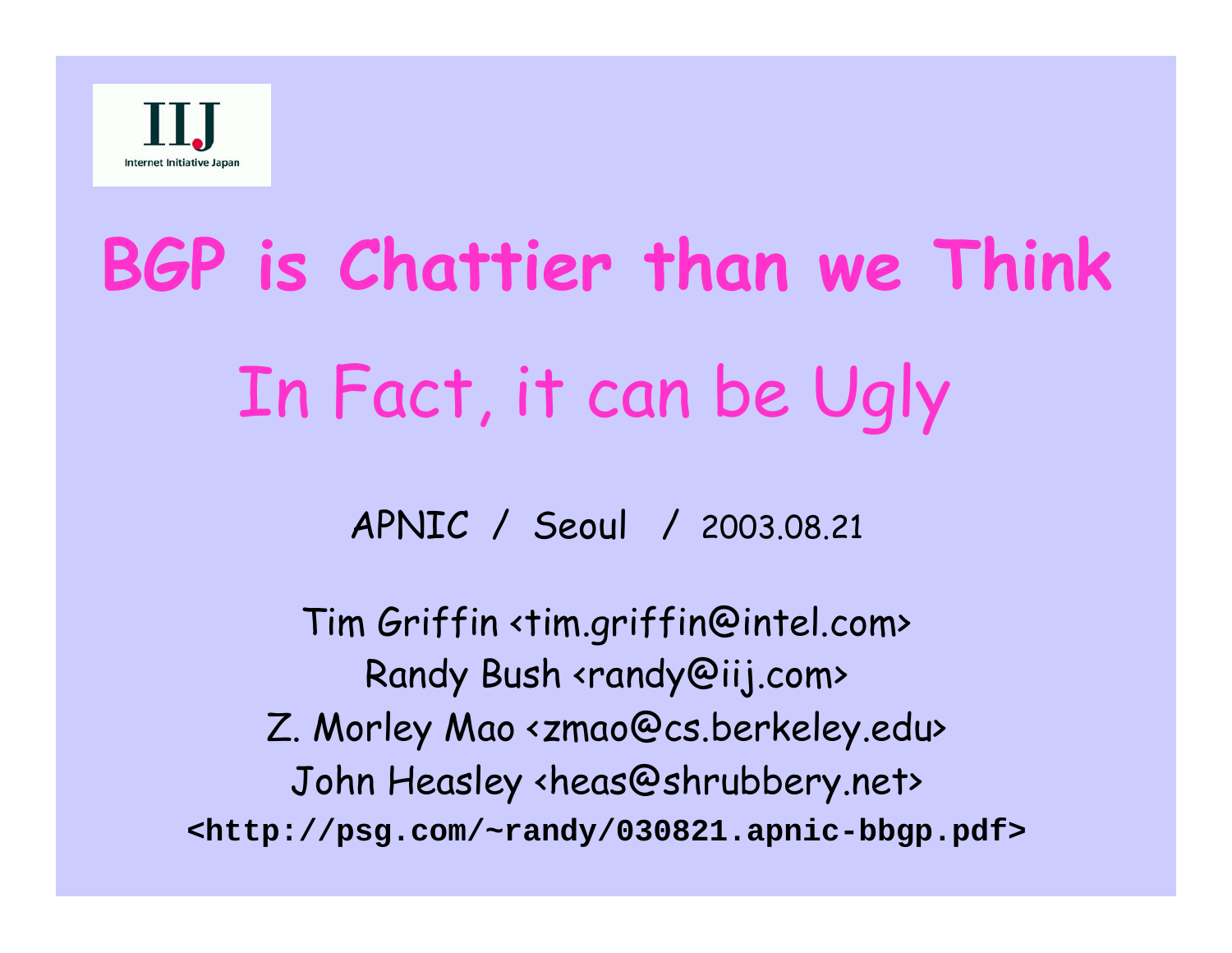IIJ
Internet Initiative Japan

# BGP is Chattier than we Think

## In Fact, it can be Ugly

APNIC / Seoul / 2003.08.21

Tim Griffin <tim.griffin@intel.com>
Randy Bush <randy@iij.com>
Z. Morley Mao <zmao@cs.berkeley.edu>
John Heasley <heas@shrubbery.net>
**<http://psg.com/~randy/030821.apnic-bbgp.pdf>**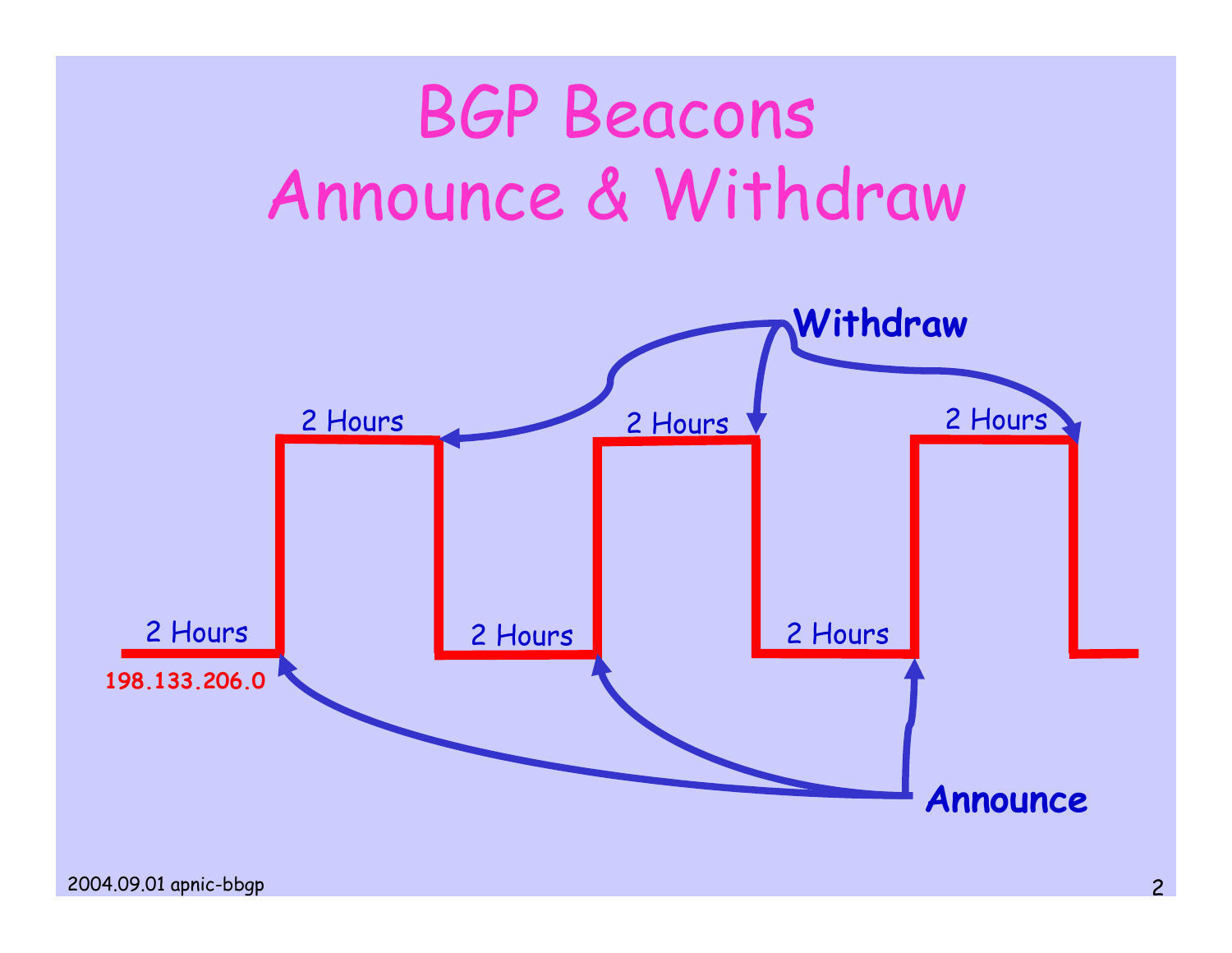# BGP Beacons Announce & Withdraw

Withdraw

2 Hours

2 Hours

2 Hours

2 Hours

2 Hours

2 Hours

198.133.206.0

Announce

2004.09.01 apnic-bbgp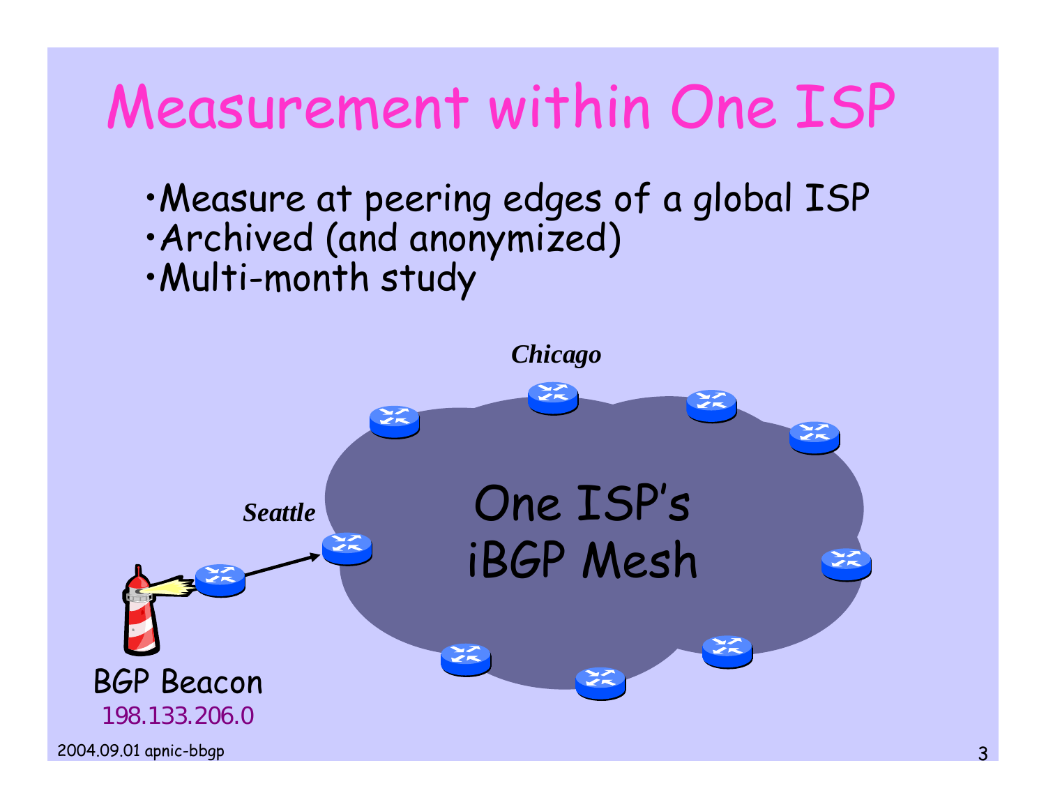# Measurement within One ISP

- Measure at peering edges of a global ISP
- Archived (and anonymized)
- Multi-month study

*Chicago*

*Seattle*

One ISP's iBGP Mesh

BGP Beacon

198.133.206.0

2004.09.01 apnic-bbgp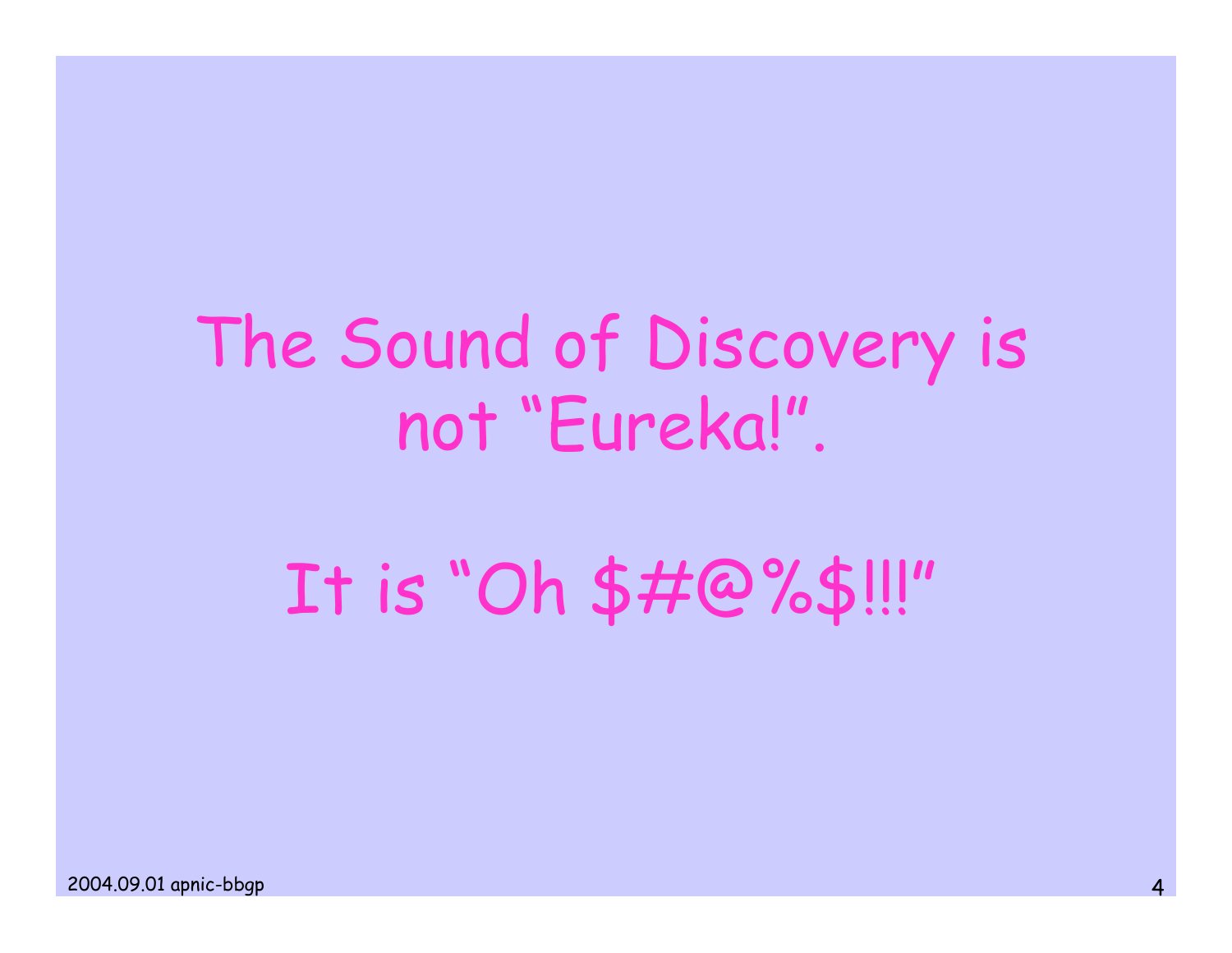The Sound of Discovery is not “Eureka!”.

It is “Oh $#@%$!!!”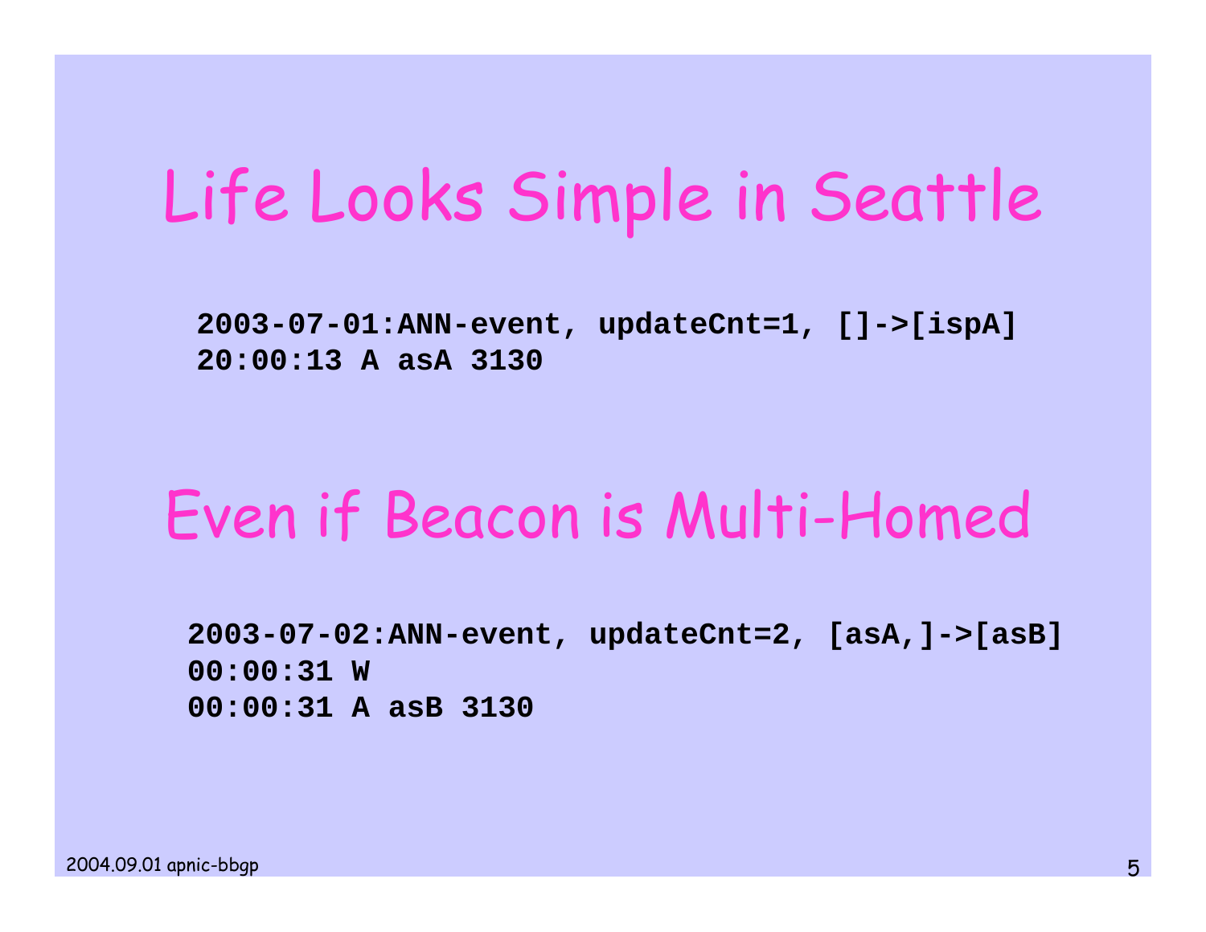# Life Looks Simple in Seattle

```
2003-07-01:ANN-event, updateCnt=1, []->[ispA]
20:00:13 A asA 3130
```

# Even if Beacon is Multi-Homed

```
2003-07-02:ANN-event, updateCnt=2, [asA,]->[asB]
00:00:31 W
00:00:31 A asB 3130
```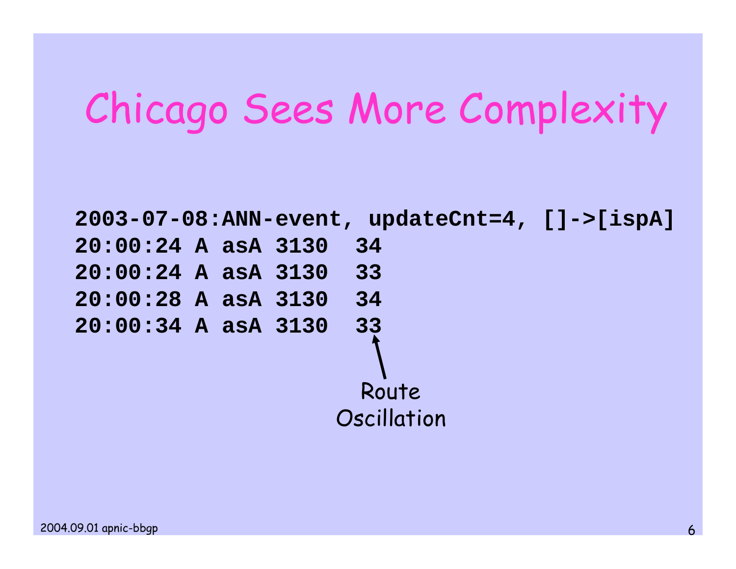# Chicago Sees More Complexity

```
2003-07-08:ANN-event, updateCnt=4, []->[ispA]
20:00:24 A asA 3130  34
20:00:24 A asA 3130  33
20:00:28 A asA 3130  34
20:00:34 A asA 3130  33
```

Route Oscillation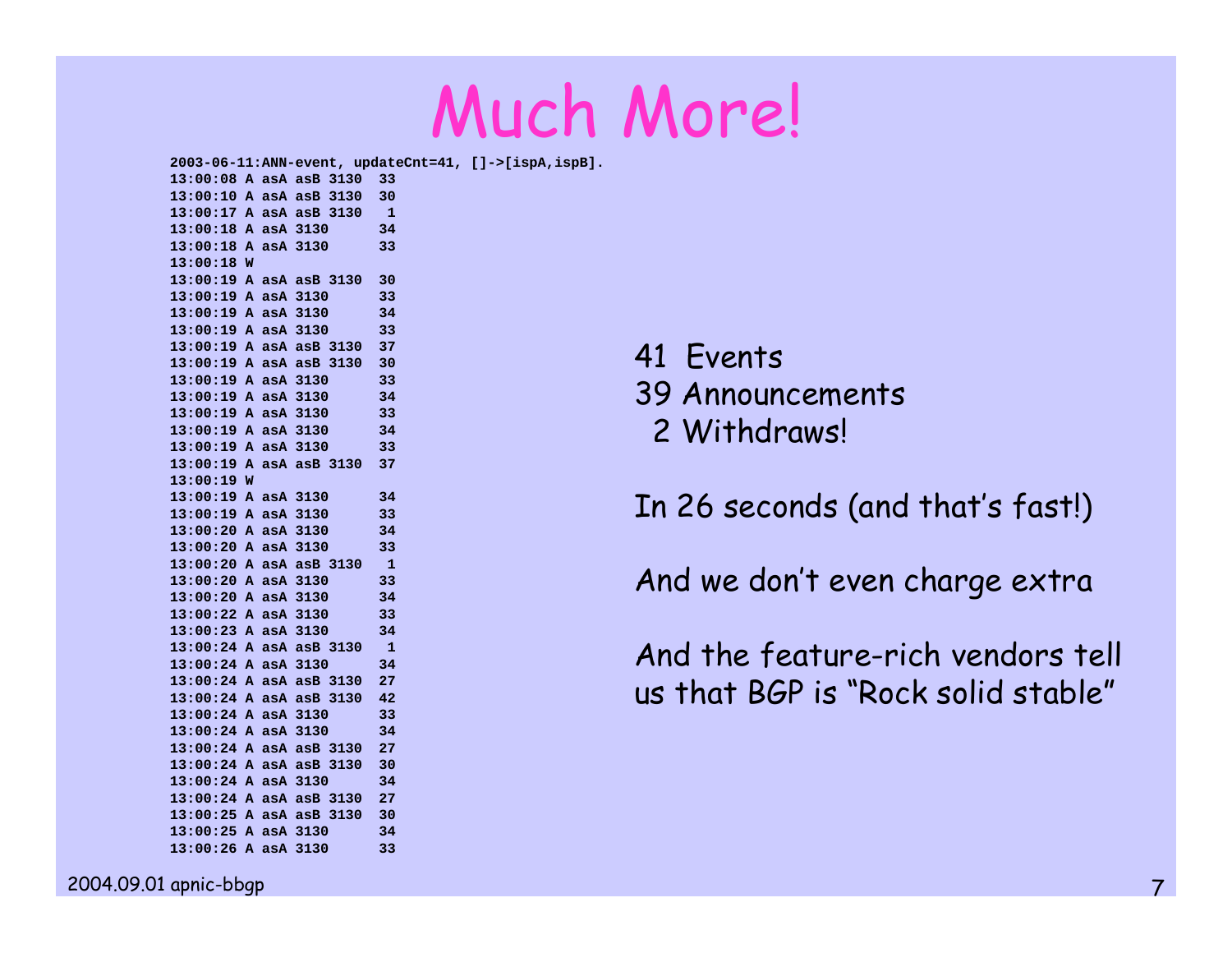# Much More!

```
2003-06-11:ANN-event, updateCnt=41, []->[ispA,ispB].
13:00:08 A asA asB 3130  33
13:00:10 A asA asB 3130  30
13:00:17 A asA asB 3130   1
13:00:18 A asA 3130      34
13:00:18 A asA 3130      33
13:00:18 W
13:00:19 A asA asB 3130  30
13:00:19 A asA 3130      33
13:00:19 A asA 3130      34
13:00:19 A asA 3130      33
13:00:19 A asA asB 3130  37
13:00:19 A asA asB 3130  30
13:00:19 A asA 3130      33
13:00:19 A asA 3130      34
13:00:19 A asA 3130      33
13:00:19 A asA 3130      34
13:00:19 A asA 3130      33
13:00:19 A asA asB 3130  37
13:00:19 W
13:00:19 A asA 3130      34
13:00:19 A asA 3130      33
13:00:20 A asA 3130      34
13:00:20 A asA 3130      33
13:00:20 A asA asB 3130   1
13:00:20 A asA 3130      33
13:00:20 A asA 3130      34
13:00:22 A asA 3130      33
13:00:23 A asA 3130      34
13:00:24 A asA asB 3130   1
13:00:24 A asA 3130      34
13:00:24 A asA asB 3130  27
13:00:24 A asA asB 3130  42
13:00:24 A asA 3130      33
13:00:24 A asA 3130      34
13:00:24 A asA asB 3130  27
13:00:24 A asA asB 3130  30
13:00:24 A asA 3130      34
13:00:24 A asA asB 3130  27
13:00:25 A asA asB 3130  30
13:00:25 A asA 3130      34
13:00:26 A asA 3130      33
```

41 Events
39 Announcements
2 Withdraws!

In 26 seconds (and that's fast!)

And we don't even charge extra

And the feature-rich vendors tell us that BGP is "Rock solid stable"

2004.09.01 apnic-bbgp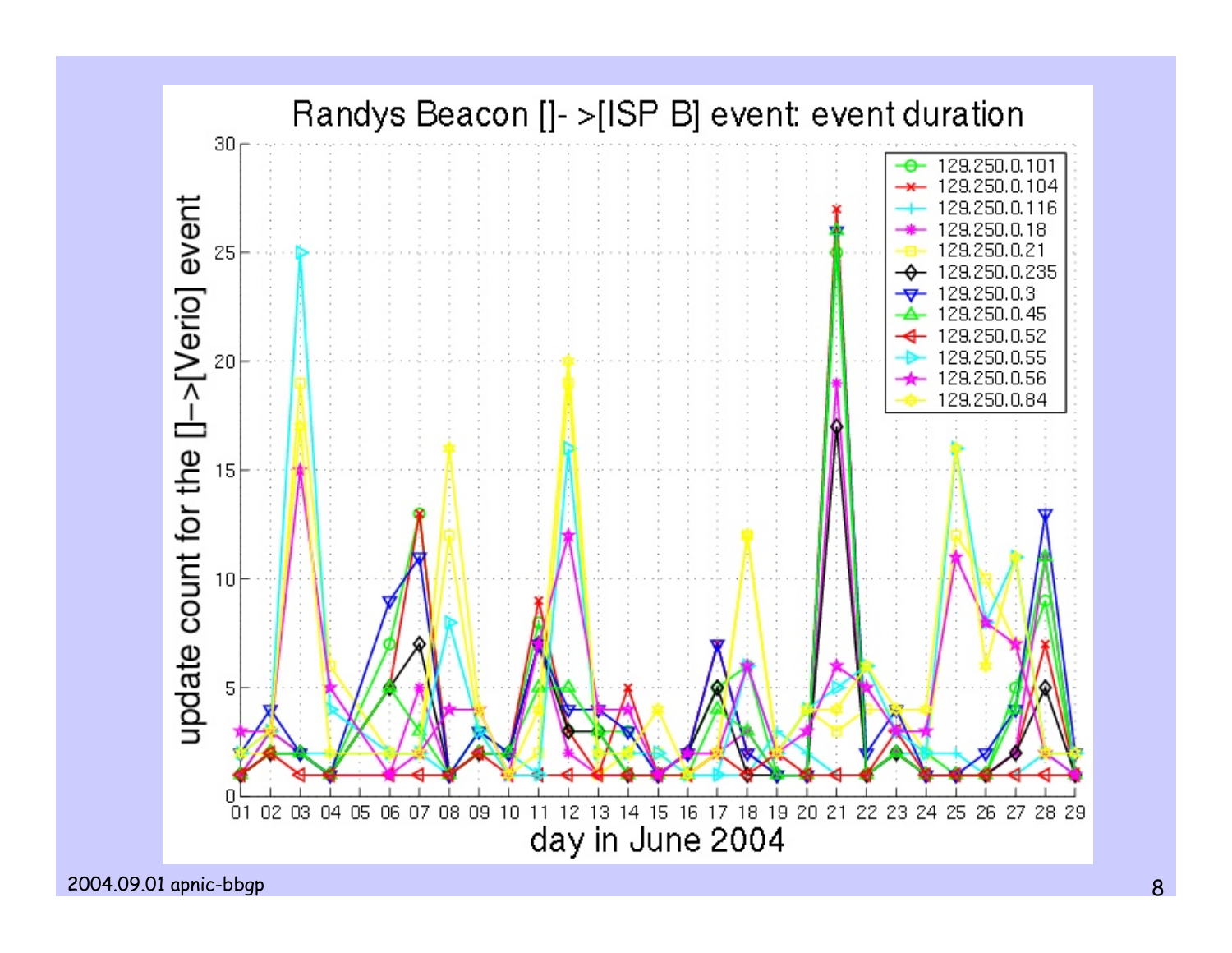Randys Beacon []- >[ISP B] event: event duration

update count for the []->[Verio] event

day in June 2004

0
5
10
15
20
25
30

01 02 03 04 05 06 07 08 09 10 11 12 13 14 15 16 17 18 19 20 21 22 23 24 25 26 27 28 29

129.250.0.101
129.250.0.104
129.250.0.116
129.250.0.18
129.250.0.21
129.250.0.235
129.250.0.3
129.250.0.45
129.250.0.52
129.250.0.55
129.250.0.56
129.250.0.84

2004.09.01 apnic-bbgp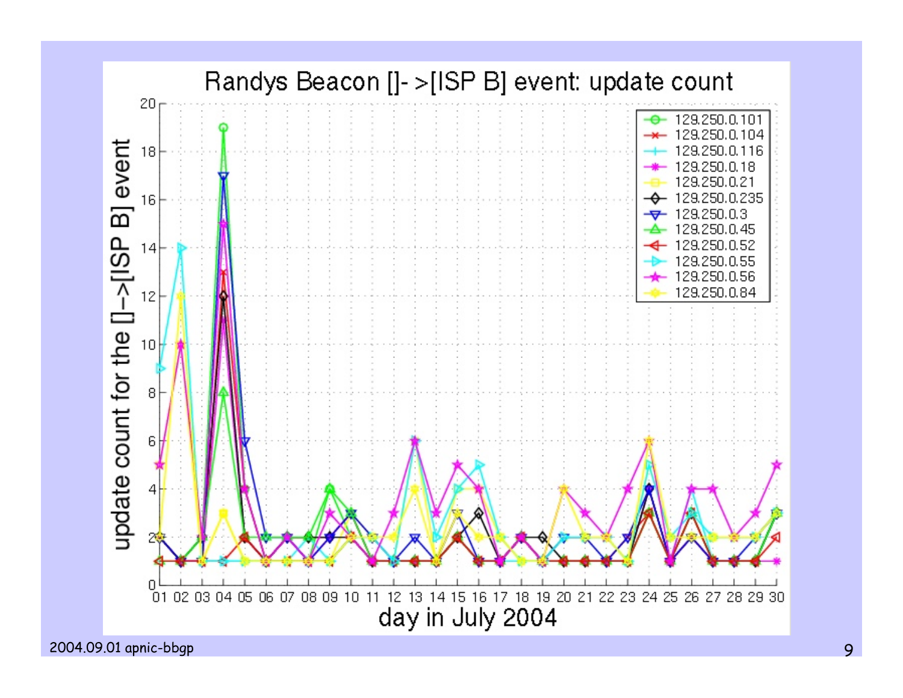# Randys Beacon []- >[ISP B] event: update count

update count for the []->[ISP B] event

0
2
4
6
8
10
12
14
16
18
20

01 02 03 04 05 06 07 08 09 10 11 12 13 14 15 16 17 18 19 20 21 22 23 24 25 26 27 28 29 30

day in July 2004

129.250.0.101
129.250.0.104
129.250.0.116
129.250.0.18
129.250.0.21
129.250.0.235
129.250.0.3
129.250.0.45
129.250.0.52
129.250.0.55
129.250.0.56
129.250.0.84

2004.09.01 apnic-bbgp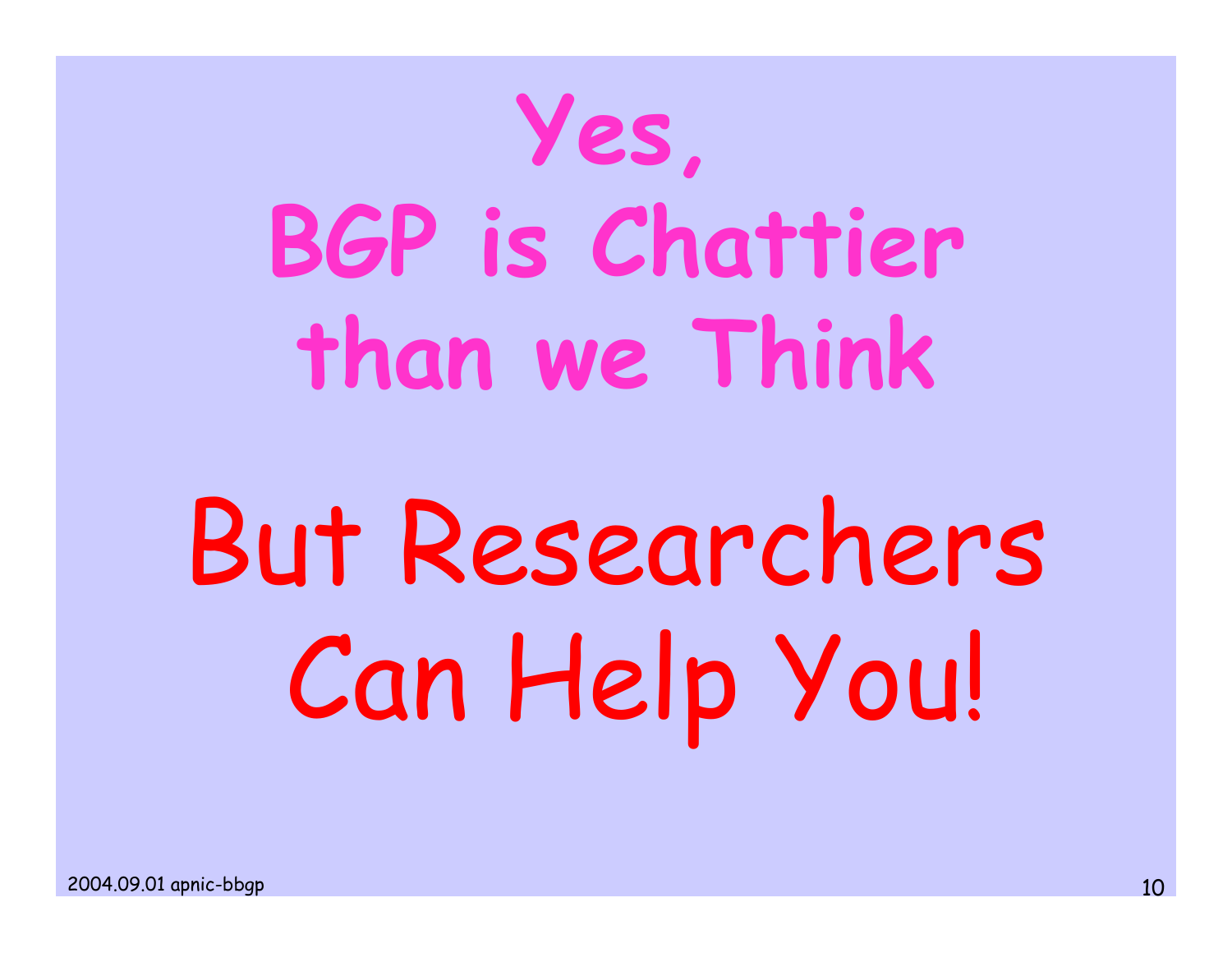# Yes, BGP is Chattier than we Think

# But Researchers Can Help You!